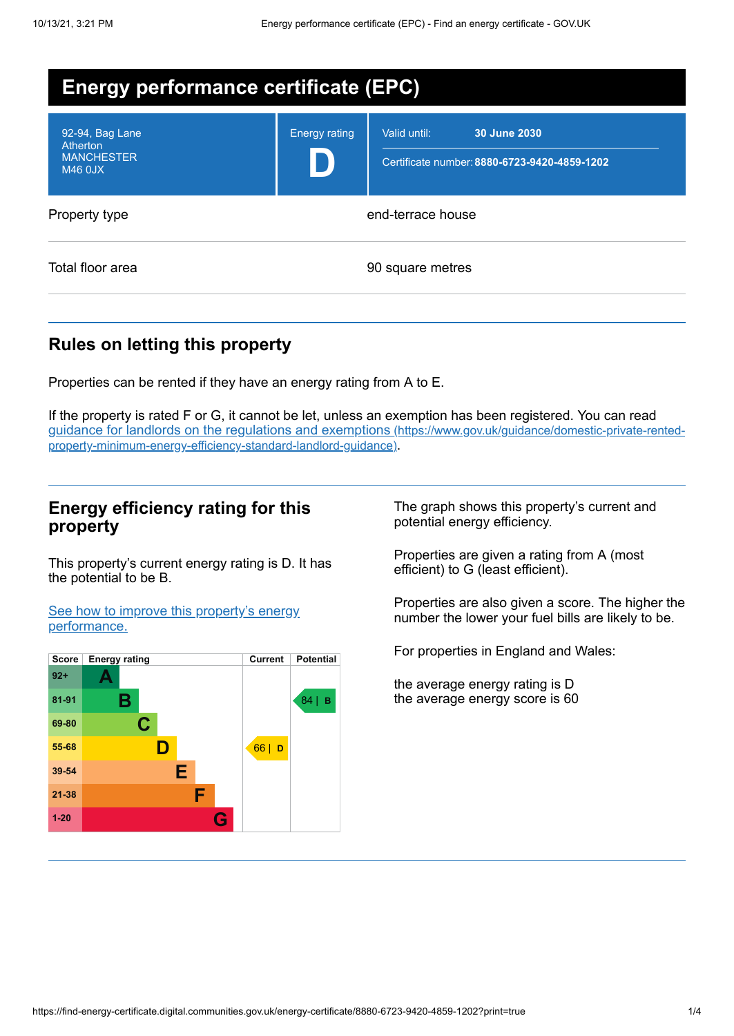# Energy performance certificate (EPC)

| | | |
|---|---|---|
| 92-94, Bag Lane<br>Atherton<br>MANCHESTER<br>M46 0JX | Energy rating<br>**D** | Valid until: **30 June 2030**<br>Certificate number: **8880-6723-9420-4859-1202** |

| | |
|---|---|
| Property type | end-terrace house |
| Total floor area | 90 square metres |

## Rules on letting this property

Properties can be rented if they have an energy rating from A to E.

If the property is rated F or G, it cannot be let, unless an exemption has been registered. You can read [guidance for landlords on the regulations and exemptions](https://www.gov.uk/guidance/domestic-private-rented-property-minimum-energy-efficiency-standard-landlord-guidance) (https://www.gov.uk/guidance/domestic-private-rented-property-minimum-energy-efficiency-standard-landlord-guidance).

## Energy efficiency rating for this property

This property's current energy rating is D. It has the potential to be B.

[See how to improve this property's energy performance.]()

| Score | Energy rating | Current | Potential |
|---|---|---|---|
| 92+ | A | | |
| 81-91 | B | | 84 \| B |
| 69-80 | C | | |
| 55-68 | D | 66 \| D | |
| 39-54 | E | | |
| 21-38 | F | | |
| 1-20 | G | | |

The graph shows this property's current and potential energy efficiency.

Properties are given a rating from A (most efficient) to G (least efficient).

Properties are also given a score. The higher the number the lower your fuel bills are likely to be.

For properties in England and Wales:

the average energy rating is D
the average energy score is 60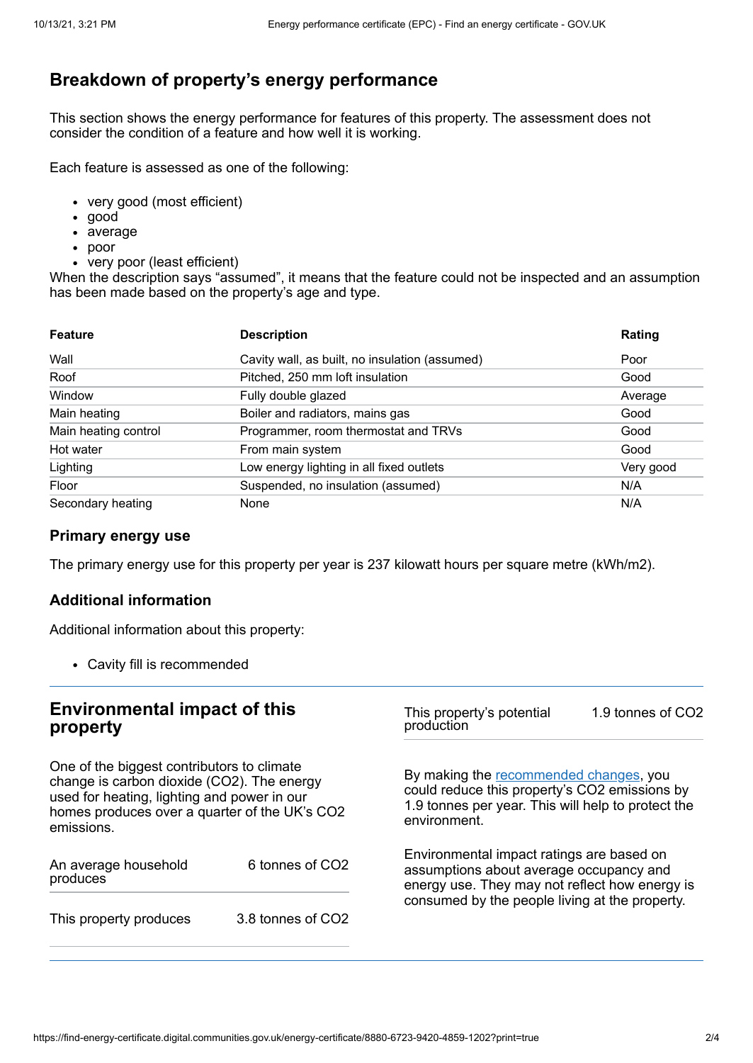## Breakdown of property's energy performance

This section shows the energy performance for features of this property. The assessment does not consider the condition of a feature and how well it is working.

Each feature is assessed as one of the following:

- very good (most efficient)
- good
- average
- poor
- very poor (least efficient)

When the description says "assumed", it means that the feature could not be inspected and an assumption has been made based on the property's age and type.

| Feature | Description | Rating |
|---|---|---|
| Wall | Cavity wall, as built, no insulation (assumed) | Poor |
| Roof | Pitched, 250 mm loft insulation | Good |
| Window | Fully double glazed | Average |
| Main heating | Boiler and radiators, mains gas | Good |
| Main heating control | Programmer, room thermostat and TRVs | Good |
| Hot water | From main system | Good |
| Lighting | Low energy lighting in all fixed outlets | Very good |
| Floor | Suspended, no insulation (assumed) | N/A |
| Secondary heating | None | N/A |

### Primary energy use

The primary energy use for this property per year is 237 kilowatt hours per square metre (kWh/m2).

### Additional information

Additional information about this property:

- Cavity fill is recommended

## Environmental impact of this property

One of the biggest contributors to climate change is carbon dioxide ($CO_2$). The energy used for heating, lighting and power in our homes produces over a quarter of the UK's $CO_2$ emissions.

| | |
|---|---|
| An average household produces | 6 tonnes of $CO_2$ |
| This property produces | 3.8 tonnes of $CO_2$ |
| This property's potential production | 1.9 tonnes of $CO_2$ |

By making the recommended changes, you could reduce this property's $CO_2$ emissions by 1.9 tonnes per year. This will help to protect the environment.

Environmental impact ratings are based on assumptions about average occupancy and energy use. They may not reflect how energy is consumed by the people living at the property.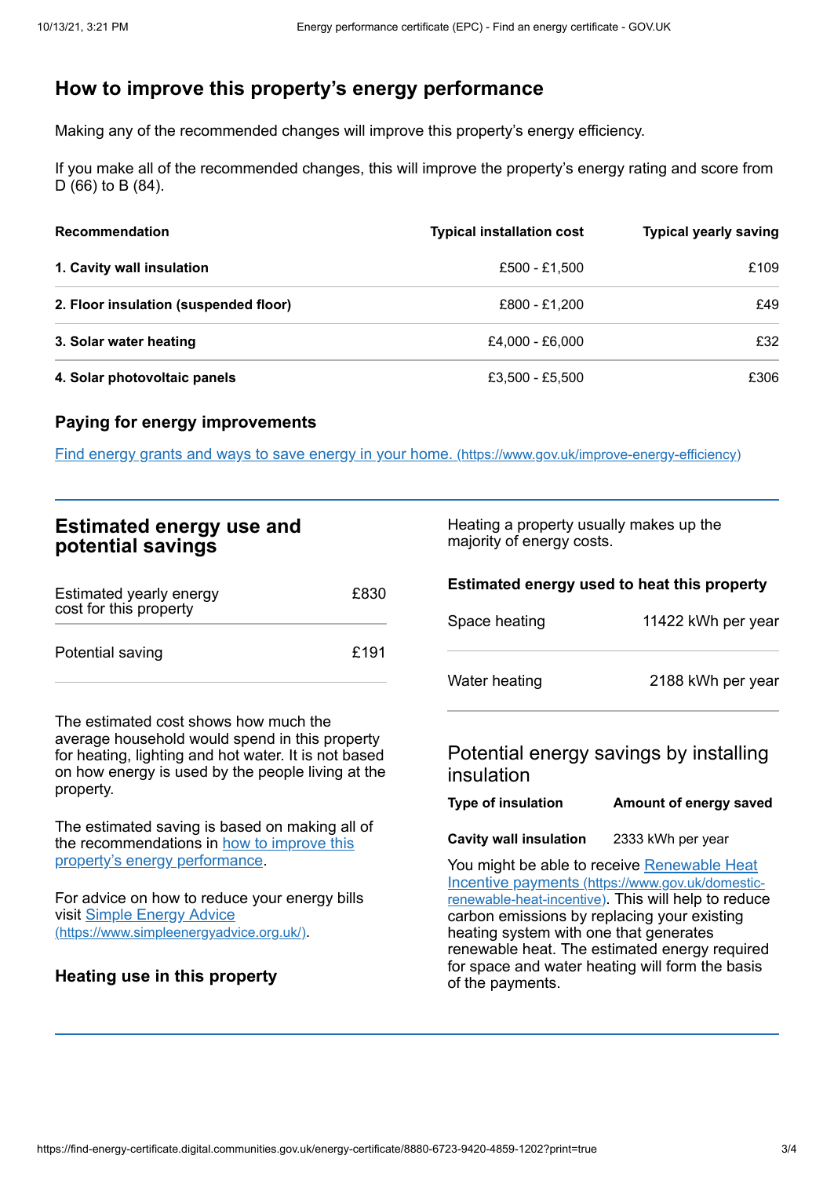## How to improve this property's energy performance

Making any of the recommended changes will improve this property's energy efficiency.

If you make all of the recommended changes, this will improve the property's energy rating and score from D (66) to B (84).

| Recommendation | Typical installation cost | Typical yearly saving |
|---|---|---|
| **1. Cavity wall insulation** | £500 - £1,500 | £109 |
| **2. Floor insulation (suspended floor)** | £800 - £1,200 | £49 |
| **3. Solar water heating** | £4,000 - £6,000 | £32 |
| **4. Solar photovoltaic panels** | £3,500 - £5,500 | £306 |

### Paying for energy improvements

[Find energy grants and ways to save energy in your home.](https://www.gov.uk/improve-energy-efficiency) (https://www.gov.uk/improve-energy-efficiency)

## Estimated energy use and potential savings

| | |
|---|---|
| Estimated yearly energy cost for this property | £830 |
| Potential saving | £191 |

The estimated cost shows how much the average household would spend in this property for heating, lighting and hot water. It is not based on how energy is used by the people living at the property.

The estimated saving is based on making all of the recommendations in [how to improve this property's energy performance](#).

For advice on how to reduce your energy bills visit [Simple Energy Advice](https://www.simpleenergyadvice.org.uk/) (https://www.simpleenergyadvice.org.uk/).

### Heating use in this property

Heating a property usually makes up the majority of energy costs.

### Estimated energy used to heat this property

| | |
|---|---|
| Space heating | 11422 kWh per year |
| Water heating | 2188 kWh per year |

### Potential energy savings by installing insulation

| Type of insulation | Amount of energy saved |
|---|---|
| **Cavity wall insulation** | 2333 kWh per year |

You might be able to receive [Renewable Heat Incentive payments](https://www.gov.uk/domestic-renewable-heat-incentive) (https://www.gov.uk/domestic-renewable-heat-incentive). This will help to reduce carbon emissions by replacing your existing heating system with one that generates renewable heat. The estimated energy required for space and water heating will form the basis of the payments.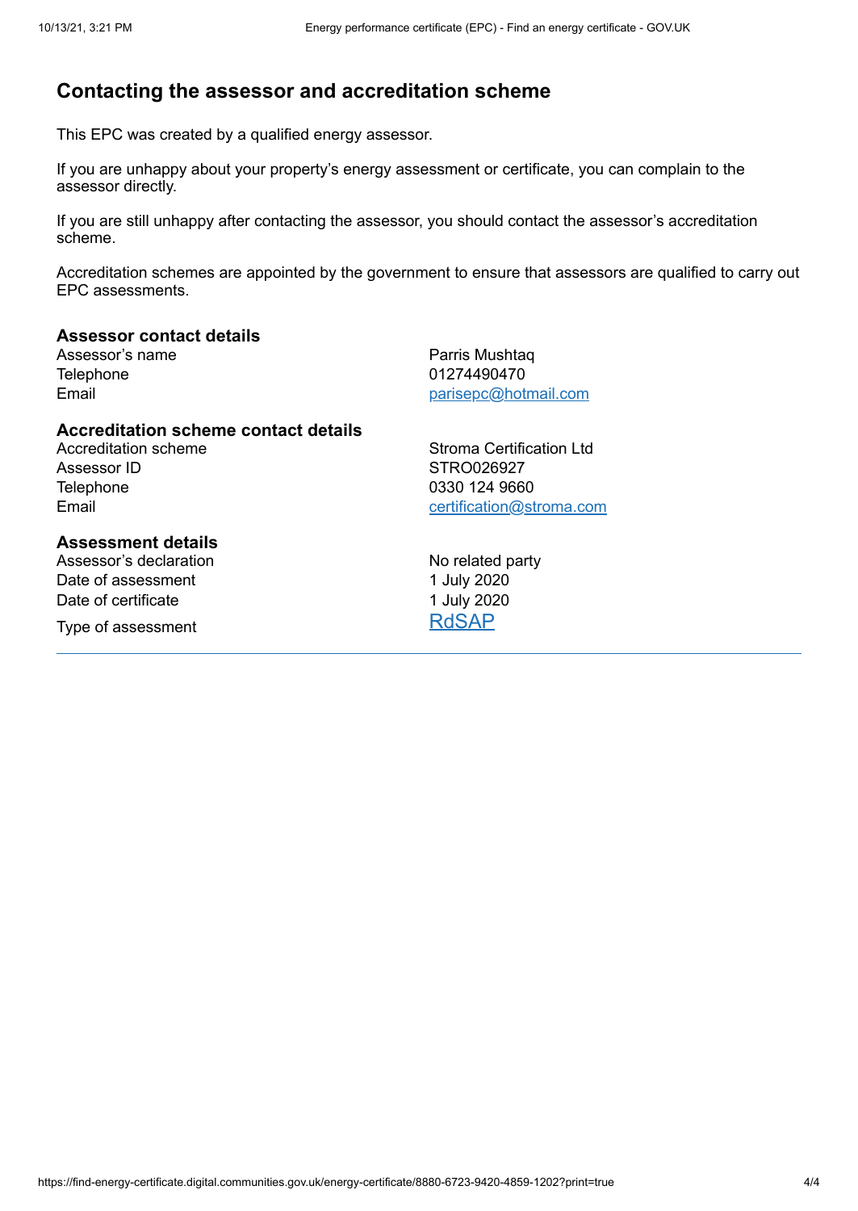## Contacting the assessor and accreditation scheme

This EPC was created by a qualified energy assessor.

If you are unhappy about your property's energy assessment or certificate, you can complain to the assessor directly.

If you are still unhappy after contacting the assessor, you should contact the assessor's accreditation scheme.

Accreditation schemes are appointed by the government to ensure that assessors are qualified to carry out EPC assessments.

### Assessor contact details

| | |
|---|---|
| Assessor's name | Parris Mushtaq |
| Telephone | 01274490470 |
| Email | parisepc@hotmail.com |

### Accreditation scheme contact details

| | |
|---|---|
| Accreditation scheme | Stroma Certification Ltd |
| Assessor ID | STRO026927 |
| Telephone | 0330 124 9660 |
| Email | certification@stroma.com |

### Assessment details

| | |
|---|---|
| Assessor's declaration | No related party |
| Date of assessment | 1 July 2020 |
| Date of certificate | 1 July 2020 |
| Type of assessment | RdSAP |